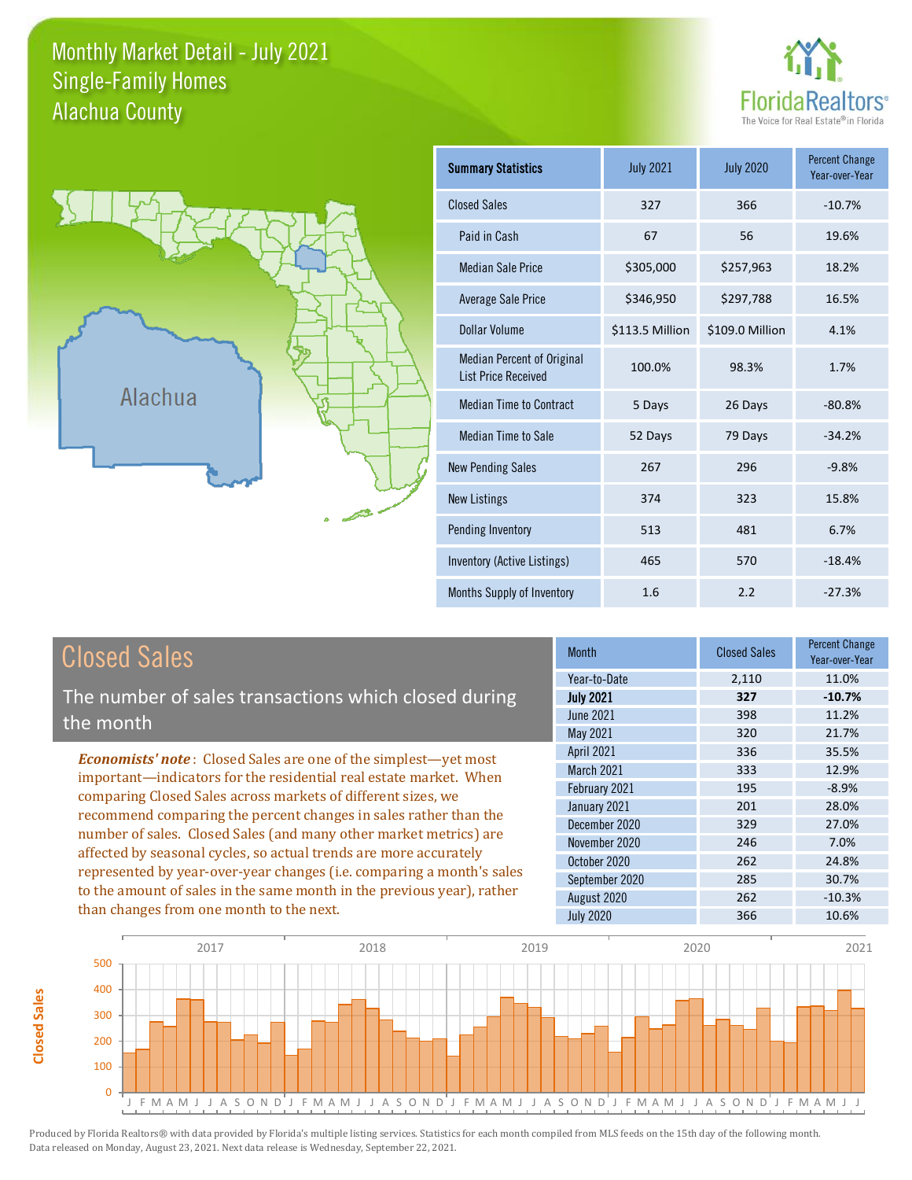# Monthly Market Detail - July 2021
## Single-Family Homes
## Alachua County

FloridaRealtors®
The Voice for Real Estate® in Florida

Alachua

| Summary Statistics | July 2021 | July 2020 | Percent Change Year-over-Year |
|---|---|---|---|
| Closed Sales | 327 | 366 | -10.7% |
| Paid in Cash | 67 | 56 | 19.6% |
| Median Sale Price | $305,000 | $257,963 | 18.2% |
| Average Sale Price | $346,950 | $297,788 | 16.5% |
| Dollar Volume | $113.5 Million | $109.0 Million | 4.1% |
| Median Percent of Original List Price Received | 100.0% | 98.3% | 1.7% |
| Median Time to Contract | 5 Days | 26 Days | -80.8% |
| Median Time to Sale | 52 Days | 79 Days | -34.2% |
| New Pending Sales | 267 | 296 | -9.8% |
| New Listings | 374 | 323 | 15.8% |
| Pending Inventory | 513 | 481 | 6.7% |
| Inventory (Active Listings) | 465 | 570 | -18.4% |
| Months Supply of Inventory | 1.6 | 2.2 | -27.3% |

## Closed Sales

The number of sales transactions which closed during the month

***Economists' note***: Closed Sales are one of the simplest—yet most important—indicators for the residential real estate market. When comparing Closed Sales across markets of different sizes, we recommend comparing the percent changes in sales rather than the number of sales. Closed Sales (and many other market metrics) are affected by seasonal cycles, so actual trends are more accurately represented by year-over-year changes (i.e. comparing a month's sales to the amount of sales in the same month in the previous year), rather than changes from one month to the next.

| Month | Closed Sales | Percent Change Year-over-Year |
|---|---|---|
| Year-to-Date | 2,110 | 11.0% |
| **July 2021** | **327** | **-10.7%** |
| June 2021 | 398 | 11.2% |
| May 2021 | 320 | 21.7% |
| April 2021 | 336 | 35.5% |
| March 2021 | 333 | 12.9% |
| February 2021 | 195 | -8.9% |
| January 2021 | 201 | 28.0% |
| December 2020 | 329 | 27.0% |
| November 2020 | 246 | 7.0% |
| October 2020 | 262 | 24.8% |
| September 2020 | 285 | 30.7% |
| August 2020 | 262 | -10.3% |
| July 2020 | 366 | 10.6% |

Produced by Florida Realtors® with data provided by Florida's multiple listing services. Statistics for each month compiled from MLS feeds on the 15th day of the following month. Data released on Monday, August 23, 2021. Next data release is Wednesday, September 22, 2021.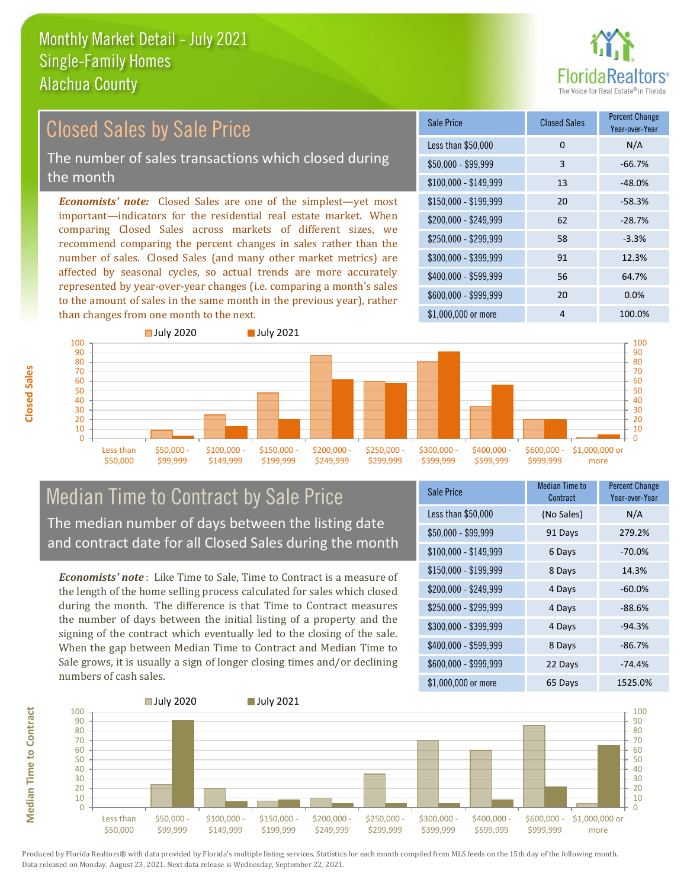# Monthly Market Detail - July 2021
## Single-Family Homes
## Alachua County

## Closed Sales by Sale Price

The number of sales transactions which closed during the month

***Economists' note:*** Closed Sales are one of the simplest—yet most important—indicators for the residential real estate market. When comparing Closed Sales across markets of different sizes, we recommend comparing the percent changes in sales rather than the number of sales. Closed Sales (and many other market metrics) are affected by seasonal cycles, so actual trends are more accurately represented by year-over-year changes (i.e. comparing a month's sales to the amount of sales in the same month in the previous year), rather than changes from one month to the next.

| Sale Price | Closed Sales | Percent Change Year-over-Year |
|---|---|---|
| Less than $50,000 | 0 | N/A |
| $50,000 - $99,999 | 3 | -66.7% |
| $100,000 - $149,999 | 13 | -48.0% |
| $150,000 - $199,999 | 20 | -58.3% |
| $200,000 - $249,999 | 62 | -28.7% |
| $250,000 - $299,999 | 58 | -3.3% |
| $300,000 - $399,999 | 91 | 12.3% |
| $400,000 - $599,999 | 56 | 64.7% |
| $600,000 - $999,999 | 20 | 0.0% |
| $1,000,000 or more | 4 | 100.0% |

## Median Time to Contract by Sale Price

The median number of days between the listing date and contract date for all Closed Sales during the month

***Economists' note***: Like Time to Sale, Time to Contract is a measure of the length of the home selling process calculated for sales which closed during the month. The difference is that Time to Contract measures the number of days between the initial listing of a property and the signing of the contract which eventually led to the closing of the sale. When the gap between Median Time to Contract and Median Time to Sale grows, it is usually a sign of longer closing times and/or declining numbers of cash sales.

| Sale Price | Median Time to Contract | Percent Change Year-over-Year |
|---|---|---|
| Less than $50,000 | (No Sales) | N/A |
| $50,000 - $99,999 | 91 Days | 279.2% |
| $100,000 - $149,999 | 6 Days | -70.0% |
| $150,000 - $199,999 | 8 Days | 14.3% |
| $200,000 - $249,999 | 4 Days | -60.0% |
| $250,000 - $299,999 | 4 Days | -88.6% |
| $300,000 - $399,999 | 4 Days | -94.3% |
| $400,000 - $599,999 | 8 Days | -86.7% |
| $600,000 - $999,999 | 22 Days | -74.4% |
| $1,000,000 or more | 65 Days | 1525.0% |

Produced by Florida Realtors® with data provided by Florida's multiple listing services. Statistics for each month compiled from MLS feeds on the 15th day of the following month. Data released on Monday, August 23, 2021. Next data release is Wednesday, September 22, 2021.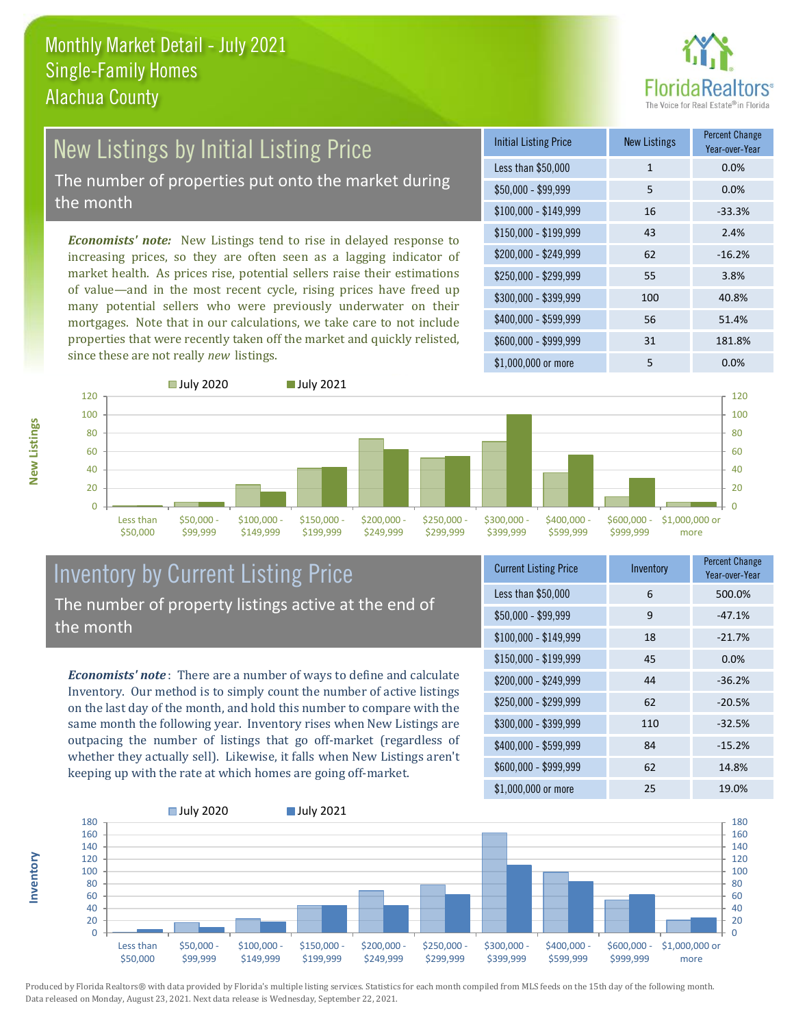Monthly Market Detail - July 2021
Single-Family Homes
Alachua County

## New Listings by Initial Listing Price

The number of properties put onto the market during the month

*Economists' note:* New Listings tend to rise in delayed response to increasing prices, so they are often seen as a lagging indicator of market health. As prices rise, potential sellers raise their estimations of value—and in the most recent cycle, rising prices have freed up many potential sellers who were previously underwater on their mortgages. Note that in our calculations, we take care to not include properties that were recently taken off the market and quickly relisted, since these are not really *new* listings.

| Initial Listing Price | New Listings | Percent Change Year-over-Year |
|---|---|---|
| Less than $50,000 | 1 | 0.0% |
| $50,000 - $99,999 | 5 | 0.0% |
| $100,000 - $149,999 | 16 | -33.3% |
| $150,000 - $199,999 | 43 | 2.4% |
| $200,000 - $249,999 | 62 | -16.2% |
| $250,000 - $299,999 | 55 | 3.8% |
| $300,000 - $399,999 | 100 | 40.8% |
| $400,000 - $599,999 | 56 | 51.4% |
| $600,000 - $999,999 | 31 | 181.8% |
| $1,000,000 or more | 5 | 0.0% |

## Inventory by Current Listing Price

The number of property listings active at the end of the month

*Economists' note*: There are a number of ways to define and calculate Inventory. Our method is to simply count the number of active listings on the last day of the month, and hold this number to compare with the same month the following year. Inventory rises when New Listings are outpacing the number of listings that go off-market (regardless of whether they actually sell). Likewise, it falls when New Listings aren't keeping up with the rate at which homes are going off-market.

| Current Listing Price | Inventory | Percent Change Year-over-Year |
|---|---|---|
| Less than $50,000 | 6 | 500.0% |
| $50,000 - $99,999 | 9 | -47.1% |
| $100,000 - $149,999 | 18 | -21.7% |
| $150,000 - $199,999 | 45 | 0.0% |
| $200,000 - $249,999 | 44 | -36.2% |
| $250,000 - $299,999 | 62 | -20.5% |
| $300,000 - $399,999 | 110 | -32.5% |
| $400,000 - $599,999 | 84 | -15.2% |
| $600,000 - $999,999 | 62 | 14.8% |
| $1,000,000 or more | 25 | 19.0% |

Produced by Florida Realtors® with data provided by Florida's multiple listing services. Statistics for each month compiled from MLS feeds on the 15th day of the following month. Data released on Monday, August 23, 2021. Next data release is Wednesday, September 22, 2021.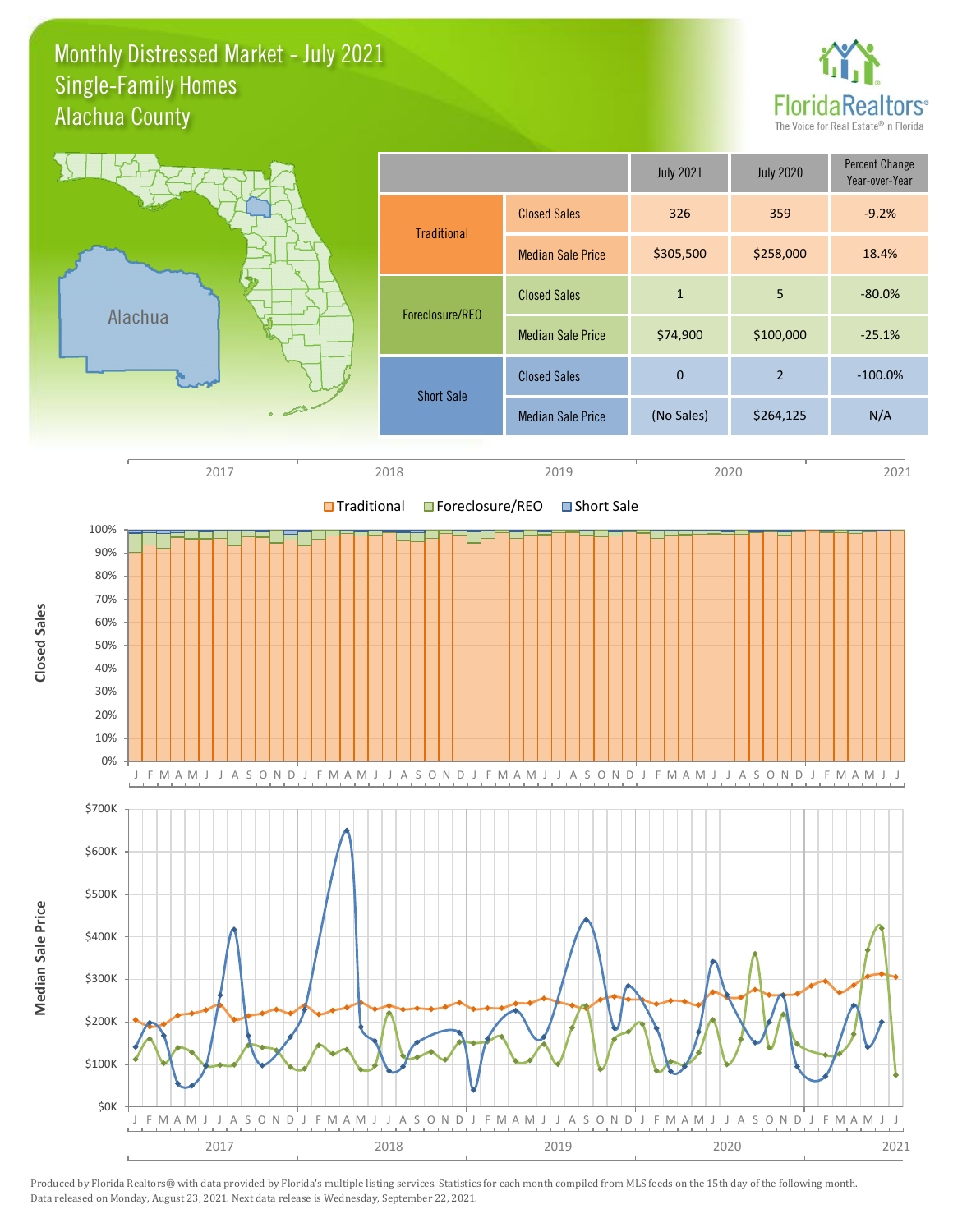# Monthly Distressed Market - July 2021
## Single-Family Homes
## Alachua County

FloridaRealtors® The Voice for Real Estate® in Florida

| | | July 2021 | July 2020 | Percent Change Year-over-Year |
|---|---|---|---|---|
| Traditional | Closed Sales | 326 | 359 | -9.2% |
| | Median Sale Price | $305,500 | $258,000 | 18.4% |
| Foreclosure/REO | Closed Sales | 1 | 5 | -80.0% |
| | Median Sale Price | $74,900 | $100,000 | -25.1% |
| Short Sale | Closed Sales | 0 | 2 | -100.0% |
| | Median Sale Price | (No Sales) | $264,125 | N/A |

Produced by Florida Realtors® with data provided by Florida's multiple listing services. Statistics for each month compiled from MLS feeds on the 15th day of the following month. Data released on Monday, August 23, 2021. Next data release is Wednesday, September 22, 2021.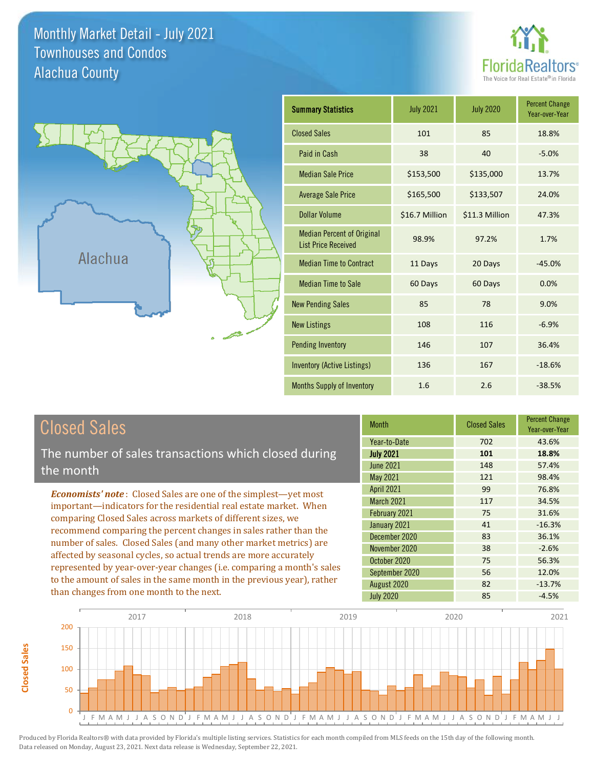# Monthly Market Detail - July 2021
## Townhouses and Condos
## Alachua County

| Summary Statistics | July 2021 | July 2020 | Percent Change Year-over-Year |
|---|---|---|---|
| Closed Sales | 101 | 85 | 18.8% |
| Paid in Cash | 38 | 40 | -5.0% |
| Median Sale Price | $153,500 | $135,000 | 13.7% |
| Average Sale Price | $165,500 | $133,507 | 24.0% |
| Dollar Volume | $16.7 Million | $11.3 Million | 47.3% |
| Median Percent of Original List Price Received | 98.9% | 97.2% | 1.7% |
| Median Time to Contract | 11 Days | 20 Days | -45.0% |
| Median Time to Sale | 60 Days | 60 Days | 0.0% |
| New Pending Sales | 85 | 78 | 9.0% |
| New Listings | 108 | 116 | -6.9% |
| Pending Inventory | 146 | 107 | 36.4% |
| Inventory (Active Listings) | 136 | 167 | -18.6% |
| Months Supply of Inventory | 1.6 | 2.6 | -38.5% |

## Closed Sales

The number of sales transactions which closed during the month

***Economists' note***: Closed Sales are one of the simplest—yet most important—indicators for the residential real estate market. When comparing Closed Sales across markets of different sizes, we recommend comparing the percent changes in sales rather than the number of sales. Closed Sales (and many other market metrics) are affected by seasonal cycles, so actual trends are more accurately represented by year-over-year changes (i.e. comparing a month's sales to the amount of sales in the same month in the previous year), rather than changes from one month to the next.

| Month | Closed Sales | Percent Change Year-over-Year |
|---|---|---|
| Year-to-Date | 702 | 43.6% |
| **July 2021** | **101** | **18.8%** |
| June 2021 | 148 | 57.4% |
| May 2021 | 121 | 98.4% |
| April 2021 | 99 | 76.8% |
| March 2021 | 117 | 34.5% |
| February 2021 | 75 | 31.6% |
| January 2021 | 41 | -16.3% |
| December 2020 | 83 | 36.1% |
| November 2020 | 38 | -2.6% |
| October 2020 | 75 | 56.3% |
| September 2020 | 56 | 12.0% |
| August 2020 | 82 | -13.7% |
| July 2020 | 85 | -4.5% |

Produced by Florida Realtors® with data provided by Florida's multiple listing services. Statistics for each month compiled from MLS feeds on the 15th day of the following month. Data released on Monday, August 23, 2021. Next data release is Wednesday, September 22, 2021.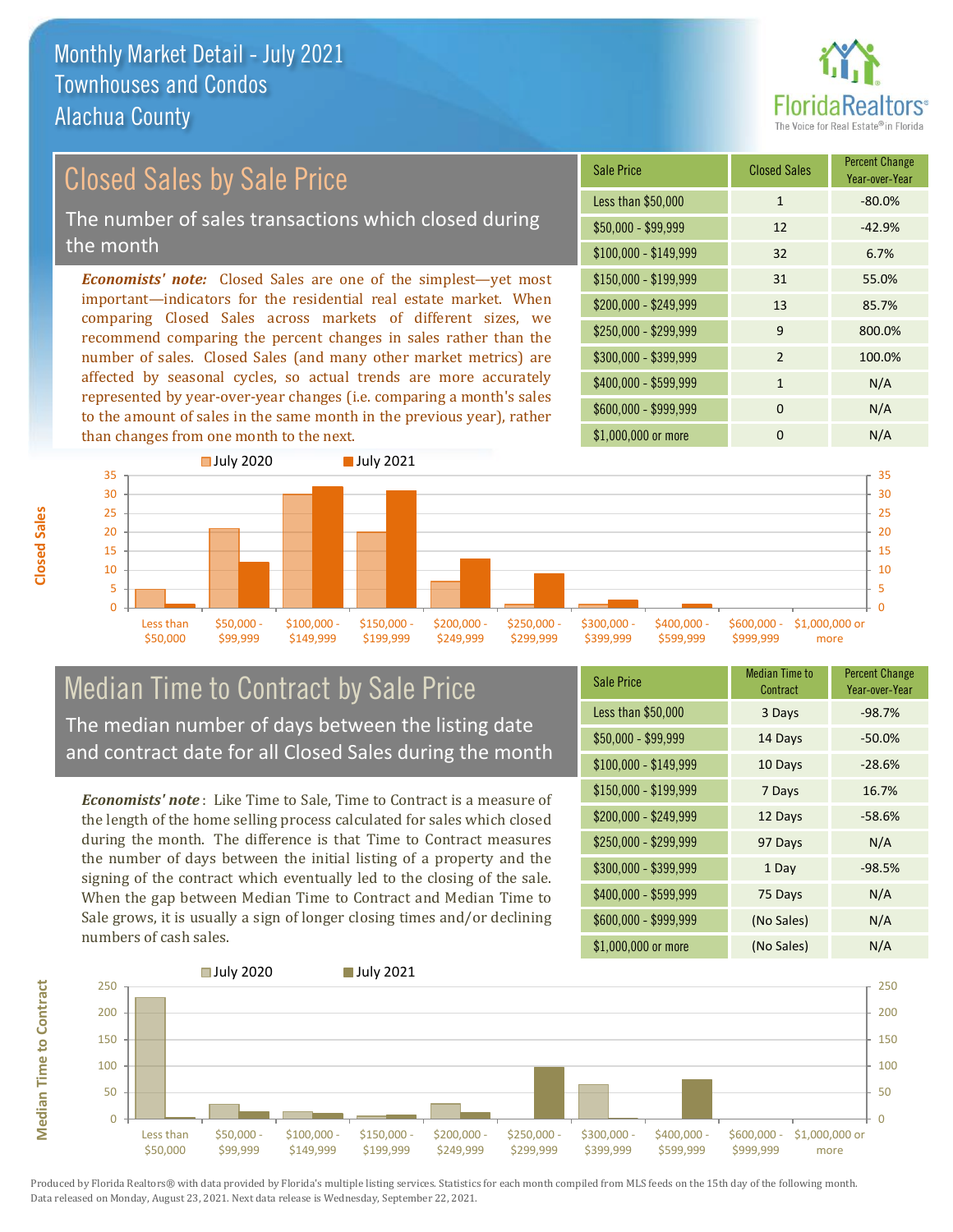# Monthly Market Detail - July 2021
## Townhouses and Condos
## Alachua County

## Closed Sales by Sale Price

The number of sales transactions which closed during the month

***Economists' note:*** Closed Sales are one of the simplest—yet most important—indicators for the residential real estate market. When comparing Closed Sales across markets of different sizes, we recommend comparing the percent changes in sales rather than the number of sales. Closed Sales (and many other market metrics) are affected by seasonal cycles, so actual trends are more accurately represented by year-over-year changes (i.e. comparing a month's sales to the amount of sales in the same month in the previous year), rather than changes from one month to the next.

| Sale Price | Closed Sales | Percent Change Year-over-Year |
|---|---|---|
| Less than $50,000 | 1 | -80.0% |
| $50,000 - $99,999 | 12 | -42.9% |
| $100,000 - $149,999 | 32 | 6.7% |
| $150,000 - $199,999 | 31 | 55.0% |
| $200,000 - $249,999 | 13 | 85.7% |
| $250,000 - $299,999 | 9 | 800.0% |
| $300,000 - $399,999 | 2 | 100.0% |
| $400,000 - $599,999 | 1 | N/A |
| $600,000 - $999,999 | 0 | N/A |
| $1,000,000 or more | 0 | N/A |

## Median Time to Contract by Sale Price

The median number of days between the listing date and contract date for all Closed Sales during the month

***Economists' note***: Like Time to Sale, Time to Contract is a measure of the length of the home selling process calculated for sales which closed during the month. The difference is that Time to Contract measures the number of days between the initial listing of a property and the signing of the contract which eventually led to the closing of the sale. When the gap between Median Time to Contract and Median Time to Sale grows, it is usually a sign of longer closing times and/or declining numbers of cash sales.

| Sale Price | Median Time to Contract | Percent Change Year-over-Year |
|---|---|---|
| Less than $50,000 | 3 Days | -98.7% |
| $50,000 - $99,999 | 14 Days | -50.0% |
| $100,000 - $149,999 | 10 Days | -28.6% |
| $150,000 - $199,999 | 7 Days | 16.7% |
| $200,000 - $249,999 | 12 Days | -58.6% |
| $250,000 - $299,999 | 97 Days | N/A |
| $300,000 - $399,999 | 1 Day | -98.5% |
| $400,000 - $599,999 | 75 Days | N/A |
| $600,000 - $999,999 | (No Sales) | N/A |
| $1,000,000 or more | (No Sales) | N/A |

Produced by Florida Realtors® with data provided by Florida's multiple listing services. Statistics for each month compiled from MLS feeds on the 15th day of the following month. Data released on Monday, August 23, 2021. Next data release is Wednesday, September 22, 2021.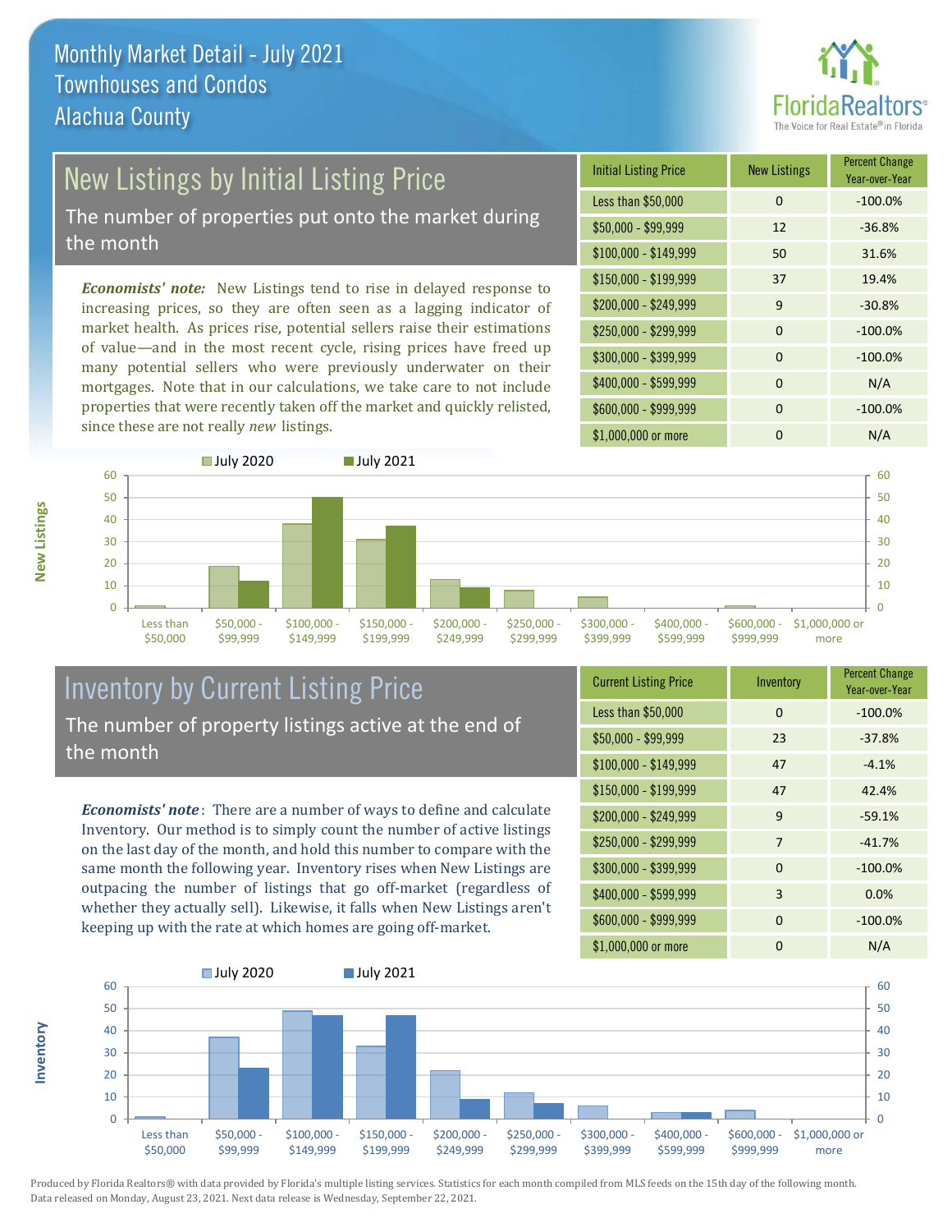# Monthly Market Detail - July 2021
## Townhouses and Condos
## Alachua County

## New Listings by Initial Listing Price

The number of properties put onto the market during the month

*Economists' note:* New Listings tend to rise in delayed response to increasing prices, so they are often seen as a lagging indicator of market health. As prices rise, potential sellers raise their estimations of value—and in the most recent cycle, rising prices have freed up many potential sellers who were previously underwater on their mortgages. Note that in our calculations, we take care to not include properties that were recently taken off the market and quickly relisted, since these are not really *new* listings.

| Initial Listing Price | New Listings | Percent Change Year-over-Year |
|---|---|---|
| Less than $50,000 | 0 | -100.0% |
| $50,000 - $99,999 | 12 | -36.8% |
| $100,000 - $149,999 | 50 | 31.6% |
| $150,000 - $199,999 | 37 | 19.4% |
| $200,000 - $249,999 | 9 | -30.8% |
| $250,000 - $299,999 | 0 | -100.0% |
| $300,000 - $399,999 | 0 | -100.0% |
| $400,000 - $599,999 | 0 | N/A |
| $600,000 - $999,999 | 0 | -100.0% |
| $1,000,000 or more | 0 | N/A |

## Inventory by Current Listing Price

The number of property listings active at the end of the month

*Economists' note*: There are a number of ways to define and calculate Inventory. Our method is to simply count the number of active listings on the last day of the month, and hold this number to compare with the same month the following year. Inventory rises when New Listings are outpacing the number of listings that go off-market (regardless of whether they actually sell). Likewise, it falls when New Listings aren't keeping up with the rate at which homes are going off-market.

| Current Listing Price | Inventory | Percent Change Year-over-Year |
|---|---|---|
| Less than $50,000 | 0 | -100.0% |
| $50,000 - $99,999 | 23 | -37.8% |
| $100,000 - $149,999 | 47 | -4.1% |
| $150,000 - $199,999 | 47 | 42.4% |
| $200,000 - $249,999 | 9 | -59.1% |
| $250,000 - $299,999 | 7 | -41.7% |
| $300,000 - $399,999 | 0 | -100.0% |
| $400,000 - $599,999 | 3 | 0.0% |
| $600,000 - $999,999 | 0 | -100.0% |
| $1,000,000 or more | 0 | N/A |

Produced by Florida Realtors® with data provided by Florida's multiple listing services. Statistics for each month compiled from MLS feeds on the 15th day of the following month. Data released on Monday, August 23, 2021. Next data release is Wednesday, September 22, 2021.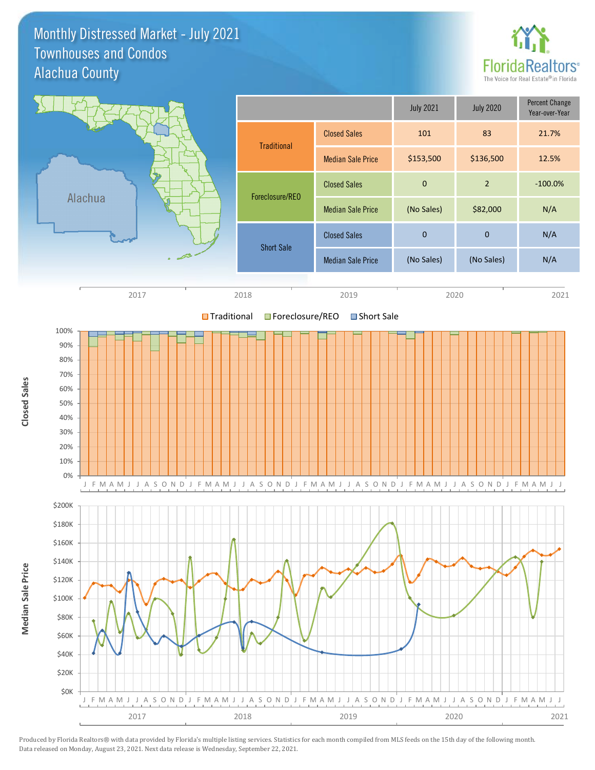# Monthly Distressed Market - July 2021
## Townhouses and Condos
## Alachua County

| | | July 2021 | July 2020 | Percent Change Year-over-Year |
|---|---|---|---|---|
| Traditional | Closed Sales | 101 | 83 | 21.7% |
| | Median Sale Price | $153,500 | $136,500 | 12.5% |
| Foreclosure/REO | Closed Sales | 0 | 2 | -100.0% |
| | Median Sale Price | (No Sales) | $82,000 | N/A |
| Short Sale | Closed Sales | 0 | 0 | N/A |
| | Median Sale Price | (No Sales) | (No Sales) | N/A |

Produced by Florida Realtors® with data provided by Florida's multiple listing services. Statistics for each month compiled from MLS feeds on the 15th day of the following month. Data released on Monday, August 23, 2021. Next data release is Wednesday, September 22, 2021.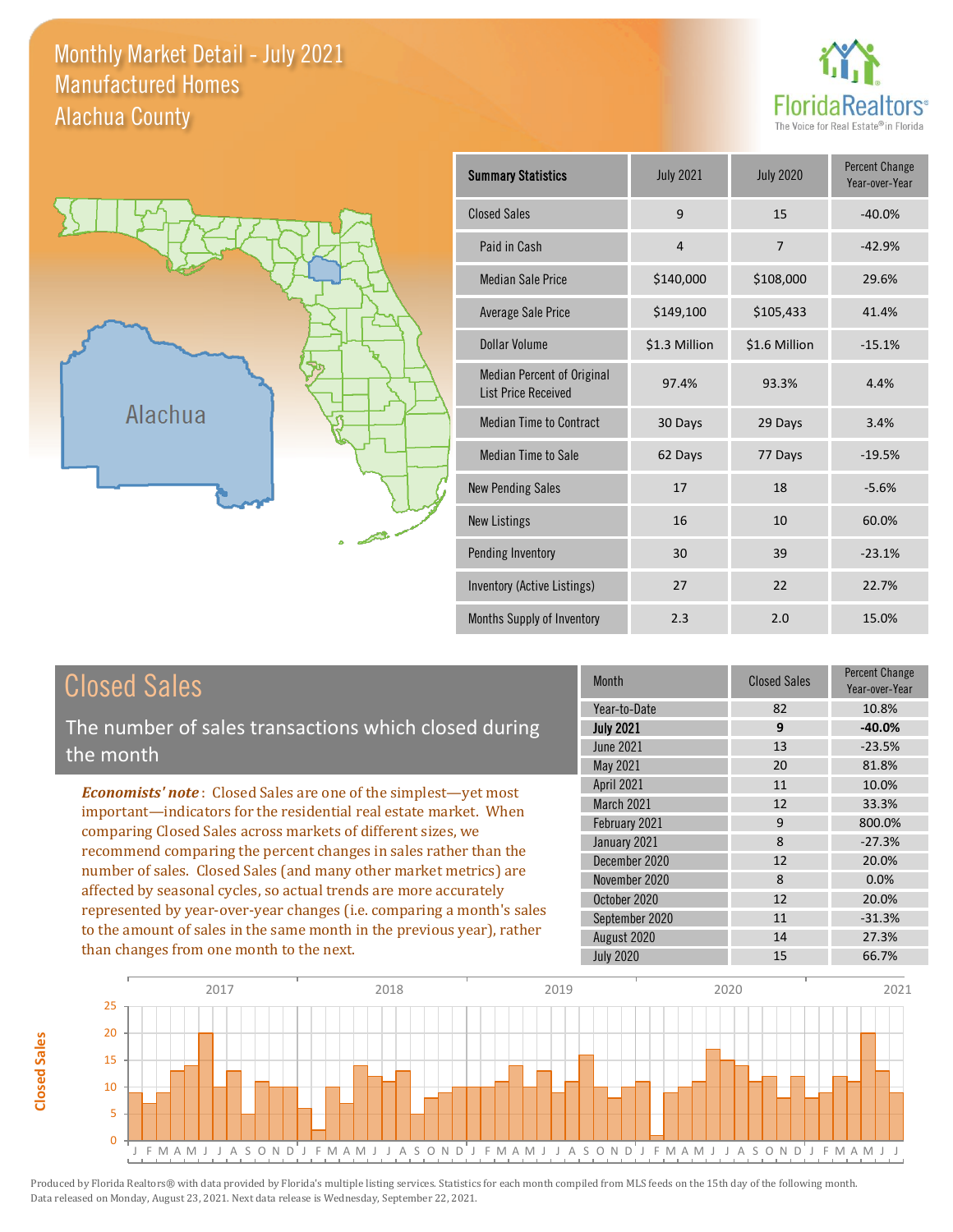# Monthly Market Detail - July 2021
## Manufactured Homes
## Alachua County

| Summary Statistics | July 2021 | July 2020 | Percent Change Year-over-Year |
|---|---|---|---|
| Closed Sales | 9 | 15 | -40.0% |
| Paid in Cash | 4 | 7 | -42.9% |
| Median Sale Price | $140,000 | $108,000 | 29.6% |
| Average Sale Price | $149,100 | $105,433 | 41.4% |
| Dollar Volume | $1.3 Million | $1.6 Million | -15.1% |
| Median Percent of Original List Price Received | 97.4% | 93.3% | 4.4% |
| Median Time to Contract | 30 Days | 29 Days | 3.4% |
| Median Time to Sale | 62 Days | 77 Days | -19.5% |
| New Pending Sales | 17 | 18 | -5.6% |
| New Listings | 16 | 10 | 60.0% |
| Pending Inventory | 30 | 39 | -23.1% |
| Inventory (Active Listings) | 27 | 22 | 22.7% |
| Months Supply of Inventory | 2.3 | 2.0 | 15.0% |

## Closed Sales

The number of sales transactions which closed during the month

*Economists' note*: Closed Sales are one of the simplest—yet most important—indicators for the residential real estate market. When comparing Closed Sales across markets of different sizes, we recommend comparing the percent changes in sales rather than the number of sales. Closed Sales (and many other market metrics) are affected by seasonal cycles, so actual trends are more accurately represented by year-over-year changes (i.e. comparing a month's sales to the amount of sales in the same month in the previous year), rather than changes from one month to the next.

| Month | Closed Sales | Percent Change Year-over-Year |
|---|---|---|
| Year-to-Date | 82 | 10.8% |
| **July 2021** | **9** | **-40.0%** |
| June 2021 | 13 | -23.5% |
| May 2021 | 20 | 81.8% |
| April 2021 | 11 | 10.0% |
| March 2021 | 12 | 33.3% |
| February 2021 | 9 | 800.0% |
| January 2021 | 8 | -27.3% |
| December 2020 | 12 | 20.0% |
| November 2020 | 8 | 0.0% |
| October 2020 | 12 | 20.0% |
| September 2020 | 11 | -31.3% |
| August 2020 | 14 | 27.3% |
| July 2020 | 15 | 66.7% |

Produced by Florida Realtors® with data provided by Florida's multiple listing services. Statistics for each month compiled from MLS feeds on the 15th day of the following month. Data released on Monday, August 23, 2021. Next data release is Wednesday, September 22, 2021.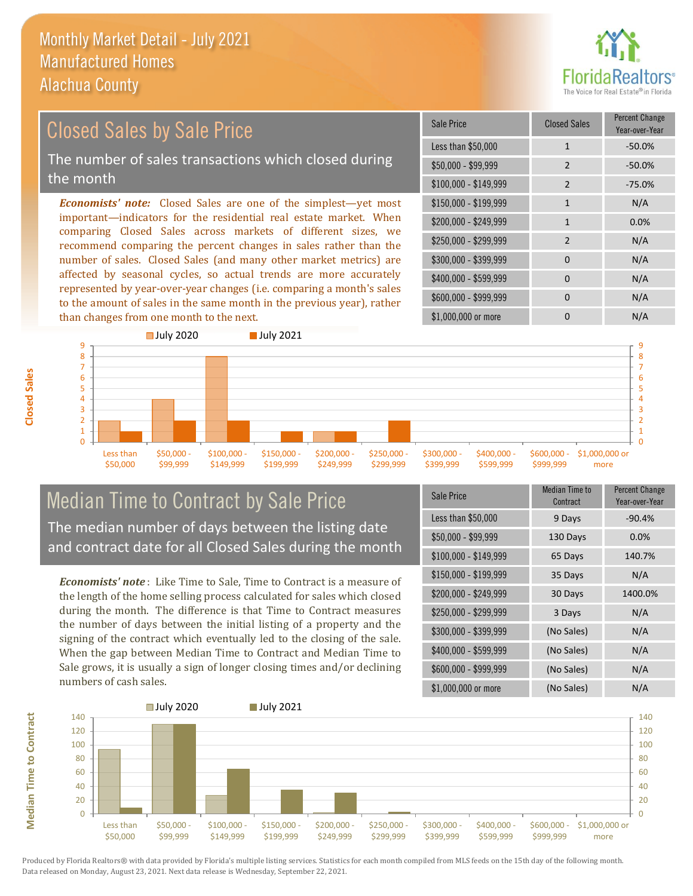# Monthly Market Detail - July 2021
## Manufactured Homes
## Alachua County

## Closed Sales by Sale Price

The number of sales transactions which closed during the month

*Economists' note:* Closed Sales are one of the simplest—yet most important—indicators for the residential real estate market. When comparing Closed Sales across markets of different sizes, we recommend comparing the percent changes in sales rather than the number of sales. Closed Sales (and many other market metrics) are affected by seasonal cycles, so actual trends are more accurately represented by year-over-year changes (i.e. comparing a month's sales to the amount of sales in the same month in the previous year), rather than changes from one month to the next.

| Sale Price | Closed Sales | Percent Change Year-over-Year |
|---|---|---|
| Less than $50,000 | 1 | -50.0% |
| $50,000 - $99,999 | 2 | -50.0% |
| $100,000 - $149,999 | 2 | -75.0% |
| $150,000 - $199,999 | 1 | N/A |
| $200,000 - $249,999 | 1 | 0.0% |
| $250,000 - $299,999 | 2 | N/A |
| $300,000 - $399,999 | 0 | N/A |
| $400,000 - $599,999 | 0 | N/A |
| $600,000 - $999,999 | 0 | N/A |
| $1,000,000 or more | 0 | N/A |

## Median Time to Contract by Sale Price

The median number of days between the listing date and contract date for all Closed Sales during the month

*Economists' note*: Like Time to Sale, Time to Contract is a measure of the length of the home selling process calculated for sales which closed during the month. The difference is that Time to Contract measures the number of days between the initial listing of a property and the signing of the contract which eventually led to the closing of the sale. When the gap between Median Time to Contract and Median Time to Sale grows, it is usually a sign of longer closing times and/or declining numbers of cash sales.

| Sale Price | Median Time to Contract | Percent Change Year-over-Year |
|---|---|---|
| Less than $50,000 | 9 Days | -90.4% |
| $50,000 - $99,999 | 130 Days | 0.0% |
| $100,000 - $149,999 | 65 Days | 140.7% |
| $150,000 - $199,999 | 35 Days | N/A |
| $200,000 - $249,999 | 30 Days | 1400.0% |
| $250,000 - $299,999 | 3 Days | N/A |
| $300,000 - $399,999 | (No Sales) | N/A |
| $400,000 - $599,999 | (No Sales) | N/A |
| $600,000 - $999,999 | (No Sales) | N/A |
| $1,000,000 or more | (No Sales) | N/A |

Produced by Florida Realtors® with data provided by Florida's multiple listing services. Statistics for each month compiled from MLS feeds on the 15th day of the following month. Data released on Monday, August 23, 2021. Next data release is Wednesday, September 22, 2021.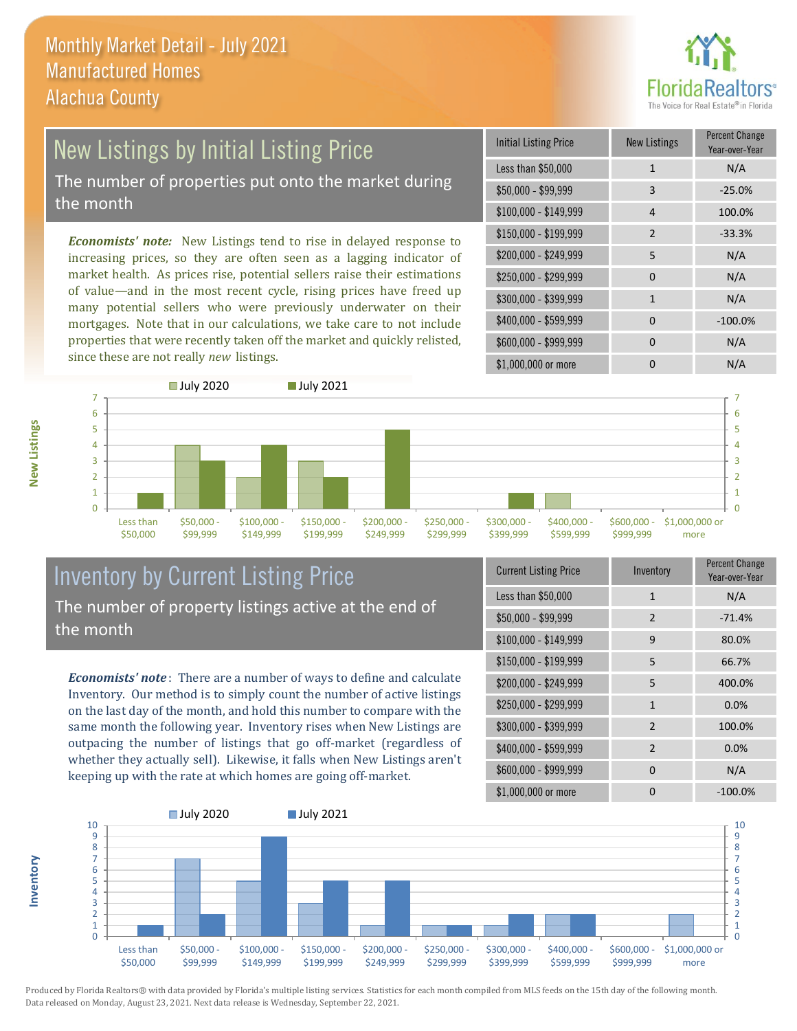# Monthly Market Detail - July 2021
## Manufactured Homes
## Alachua County

## New Listings by Initial Listing Price

The number of properties put onto the market during the month

*Economists' note:* New Listings tend to rise in delayed response to increasing prices, so they are often seen as a lagging indicator of market health. As prices rise, potential sellers raise their estimations of value—and in the most recent cycle, rising prices have freed up many potential sellers who were previously underwater on their mortgages. Note that in our calculations, we take care to not include properties that were recently taken off the market and quickly relisted, since these are not really *new* listings.

| Initial Listing Price | New Listings | Percent Change Year-over-Year |
| --- | --- | --- |
| Less than $50,000 | 1 | N/A |
| $50,000 - $99,999 | 3 | -25.0% |
| $100,000 - $149,999 | 4 | 100.0% |
| $150,000 - $199,999 | 2 | -33.3% |
| $200,000 - $249,999 | 5 | N/A |
| $250,000 - $299,999 | 0 | N/A |
| $300,000 - $399,999 | 1 | N/A |
| $400,000 - $599,999 | 0 | -100.0% |
| $600,000 - $999,999 | 0 | N/A |
| $1,000,000 or more | 0 | N/A |

## Inventory by Current Listing Price

The number of property listings active at the end of the month

*Economists' note*: There are a number of ways to define and calculate Inventory. Our method is to simply count the number of active listings on the last day of the month, and hold this number to compare with the same month the following year. Inventory rises when New Listings are outpacing the number of listings that go off-market (regardless of whether they actually sell). Likewise, it falls when New Listings aren't keeping up with the rate at which homes are going off-market.

| Current Listing Price | Inventory | Percent Change Year-over-Year |
| --- | --- | --- |
| Less than $50,000 | 1 | N/A |
| $50,000 - $99,999 | 2 | -71.4% |
| $100,000 - $149,999 | 9 | 80.0% |
| $150,000 - $199,999 | 5 | 66.7% |
| $200,000 - $249,999 | 5 | 400.0% |
| $250,000 - $299,999 | 1 | 0.0% |
| $300,000 - $399,999 | 2 | 100.0% |
| $400,000 - $599,999 | 2 | 0.0% |
| $600,000 - $999,999 | 0 | N/A |
| $1,000,000 or more | 0 | -100.0% |

Produced by Florida Realtors® with data provided by Florida's multiple listing services. Statistics for each month compiled from MLS feeds on the 15th day of the following month. Data released on Monday, August 23, 2021. Next data release is Wednesday, September 22, 2021.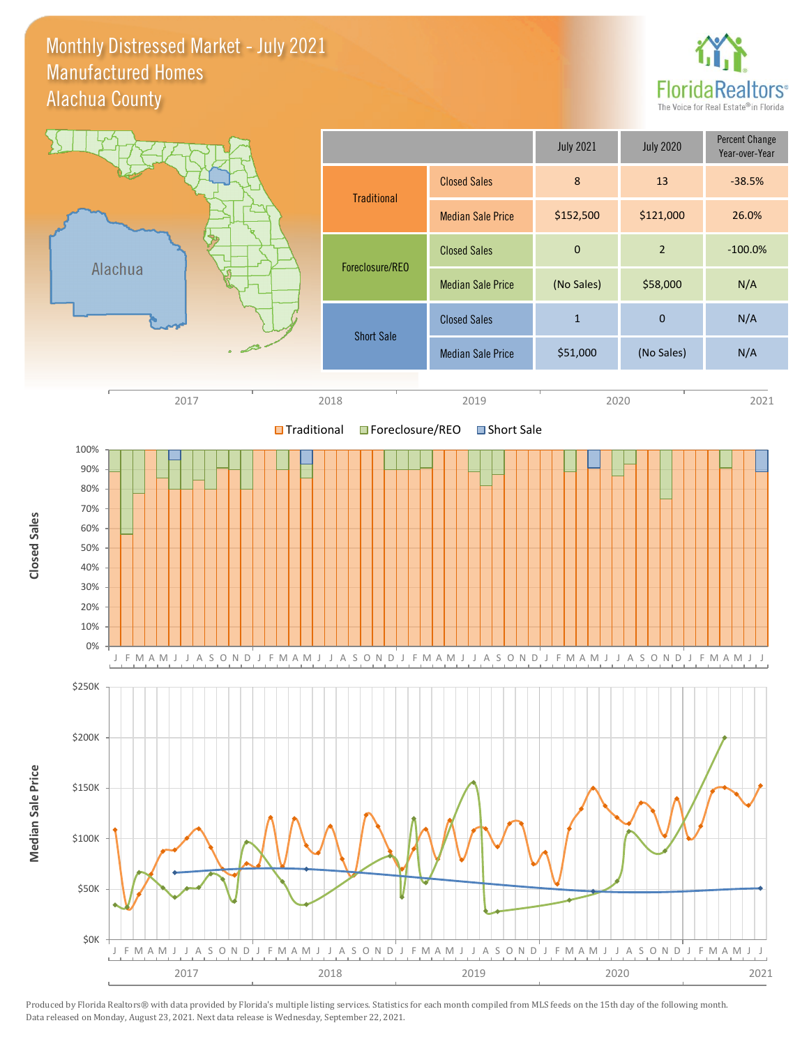# Monthly Distressed Market - July 2021
## Manufactured Homes
## Alachua County

FloridaRealtors®
The Voice for Real Estate® in Florida

Alachua

| | | July 2021 | July 2020 | Percent Change Year-over-Year |
|---|---|---|---|---|
| Traditional | Closed Sales | 8 | 13 | -38.5% |
| | Median Sale Price | $152,500 | $121,000 | 26.0% |
| Foreclosure/REO | Closed Sales | 0 | 2 | -100.0% |
| | Median Sale Price | (No Sales) | $58,000 | N/A |
| Short Sale | Closed Sales | 1 | 0 | N/A |
| | Median Sale Price | $51,000 | (No Sales) | N/A |

2017 2018 2019 2020 2021

Traditional Foreclosure/REO Short Sale

Closed Sales

100% 90% 80% 70% 60% 50% 40% 30% 20% 10% 0%

J F M A M J J A S O N D J F M A M J J A S O N D J F M A M J J A S O N D J F M A M J J A S O N D J F M A M J J

Median Sale Price

$250K $200K $150K $100K $50K $0K

J F M A M J J A S O N D J F M A M J J A S O N D J F M A M J J A S O N D J F M A M J J A S O N D J F M A M J J

2017 2018 2019 2020 2021

Produced by Florida Realtors® with data provided by Florida's multiple listing services. Statistics for each month compiled from MLS feeds on the 15th day of the following month. Data released on Monday, August 23, 2021. Next data release is Wednesday, September 22, 2021.